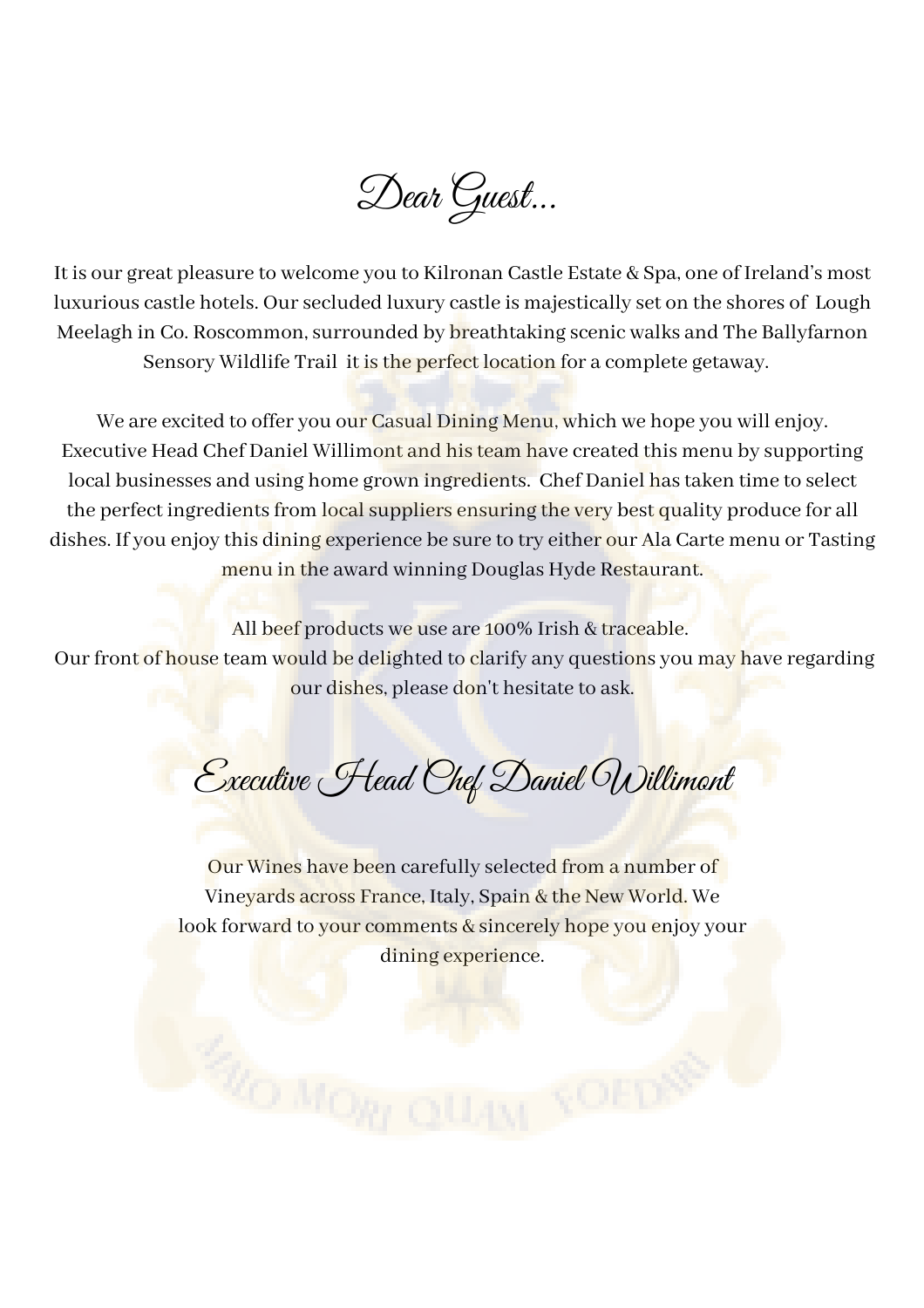# Dear Guest...

It is our great pleasure to welcome you to Kilronan Castle Estate & Spa, one of Ireland's most luxurious castle hotels. Our secluded luxury castle is majestically set on the shores of Lough Meelagh in Co. Roscommon, surrounded by breathtaking scenic walks and The Ballyfarnon Sensory Wildlife Trail it is the perfect location for a complete getaway.

We are excited to offer you our Casual Dining Menu, which we hope you will enjoy. Executive Head Chef Daniel Willimont and his team have created this menu by supporting local businesses and using home grown ingredients. Chef Daniel has taken time to select the perfect ingredients from local suppliers ensuring the very best quality produce for all dishes. If you enjoy this dining experience be sure to try either our Ala Carte menu or Tasting menu in the award winning Douglas Hyde Restaurant.

All beef products we use are 100% Irish & traceable.
Our front of house team would be delighted to clarify any questions you may have regarding our dishes, please don't hesitate to ask.

## Executive Head Chef Daniel Willimont

Our Wines have been carefully selected from a number of Vineyards across France, Italy, Spain & the New World. We look forward to your comments & sincerely hope you enjoy your dining experience.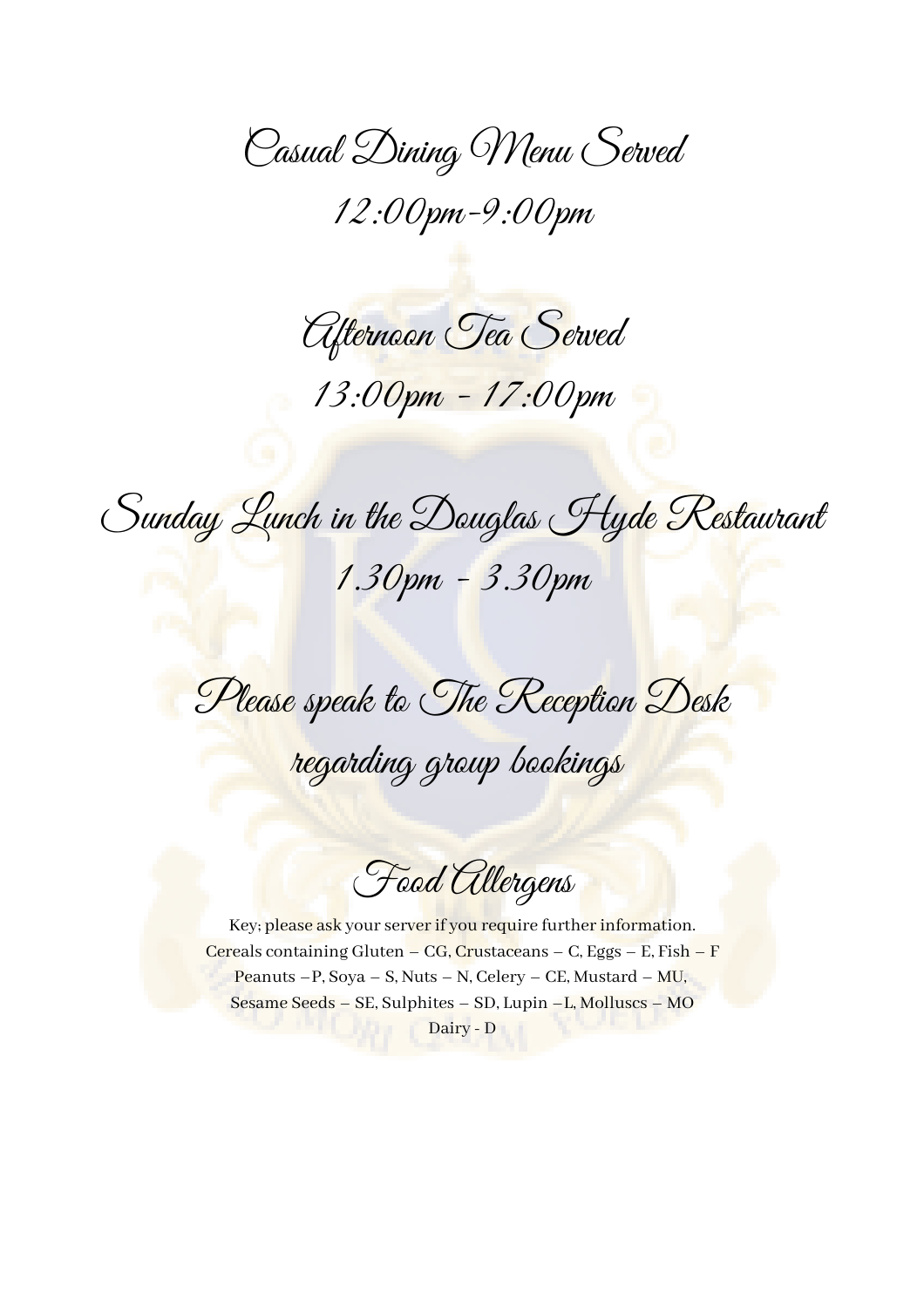## Casual Dining Menu Served

12:00pm-9:00pm

## Afternoon Tea Served

13:00pm - 17:00pm

## Sunday Lunch in the Douglas Hyde Restaurant

1.30pm - 3.30pm

## Please speak to The Reception Desk regarding group bookings

## Food Allergens

Key; please ask your server if you require further information.
Cereals containing Gluten – CG, Crustaceans – C, Eggs – E, Fish – F
Peanuts –P, Soya – S, Nuts – N, Celery – CE, Mustard – MU,
Sesame Seeds – SE, Sulphites – SD, Lupin –L, Molluscs – MO
Dairy - D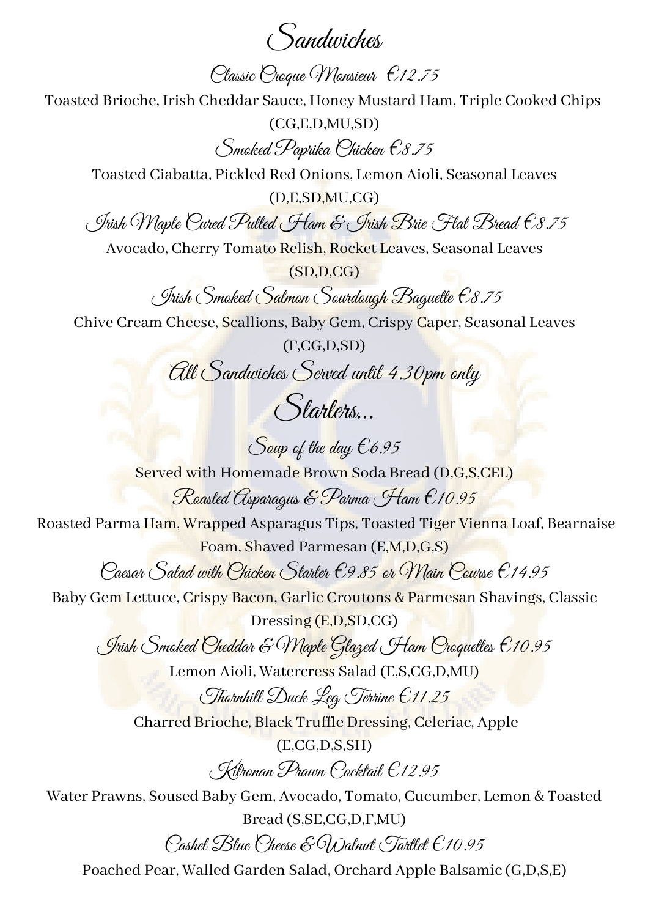# Sandwiches

### Classic Croque Monsieur €12.75

Toasted Brioche, Irish Cheddar Sauce, Honey Mustard Ham, Triple Cooked Chips (CG,E,D,MU,SD)

### Smoked Paprika Chicken €8.75

Toasted Ciabatta, Pickled Red Onions, Lemon Aioli, Seasonal Leaves (D,E,SD,MU,CG)

### Irish Maple Cured Pulled Ham & Irish Brie Flat Bread €8.75

Avocado, Cherry Tomato Relish, Rocket Leaves, Seasonal Leaves (SD,D,CG)

### Irish Smoked Salmon Sourdough Baguette €8.75

Chive Cream Cheese, Scallions, Baby Gem, Crispy Caper, Seasonal Leaves (F,CG,D,SD)

### All Sandwiches Served until 4.30pm only

# Starters...

### Soup of the day €6.95

Served with Homemade Brown Soda Bread (D,G,S,CEL)

### Roasted Asparagus & Parma Ham €10.95

Roasted Parma Ham, Wrapped Asparagus Tips, Toasted Tiger Vienna Loaf, Bearnaise Foam, Shaved Parmesan (E,M,D,G,S)

### Caesar Salad with Chicken Starter €9.85 or Main Course €14.95

Baby Gem Lettuce, Crispy Bacon, Garlic Croutons & Parmesan Shavings, Classic Dressing (E,D,SD,CG)

### Irish Smoked Cheddar & Maple Glazed Ham Croquettes €10.95

Lemon Aioli, Watercress Salad (E,S,CG,D,MU)

### Thornhill Duck Leg Terrine €11.25

Charred Brioche, Black Truffle Dressing, Celeriac, Apple (E,CG,D,S,SH)

### Kilronan Prawn Cocktail €12.95

Water Prawns, Soused Baby Gem, Avocado, Tomato, Cucumber, Lemon & Toasted Bread (S,SE,CG,D,F,MU)

### Cashel Blue Cheese & Walnut Tartlet €10.95

Poached Pear, Walled Garden Salad, Orchard Apple Balsamic (G,D,S,E)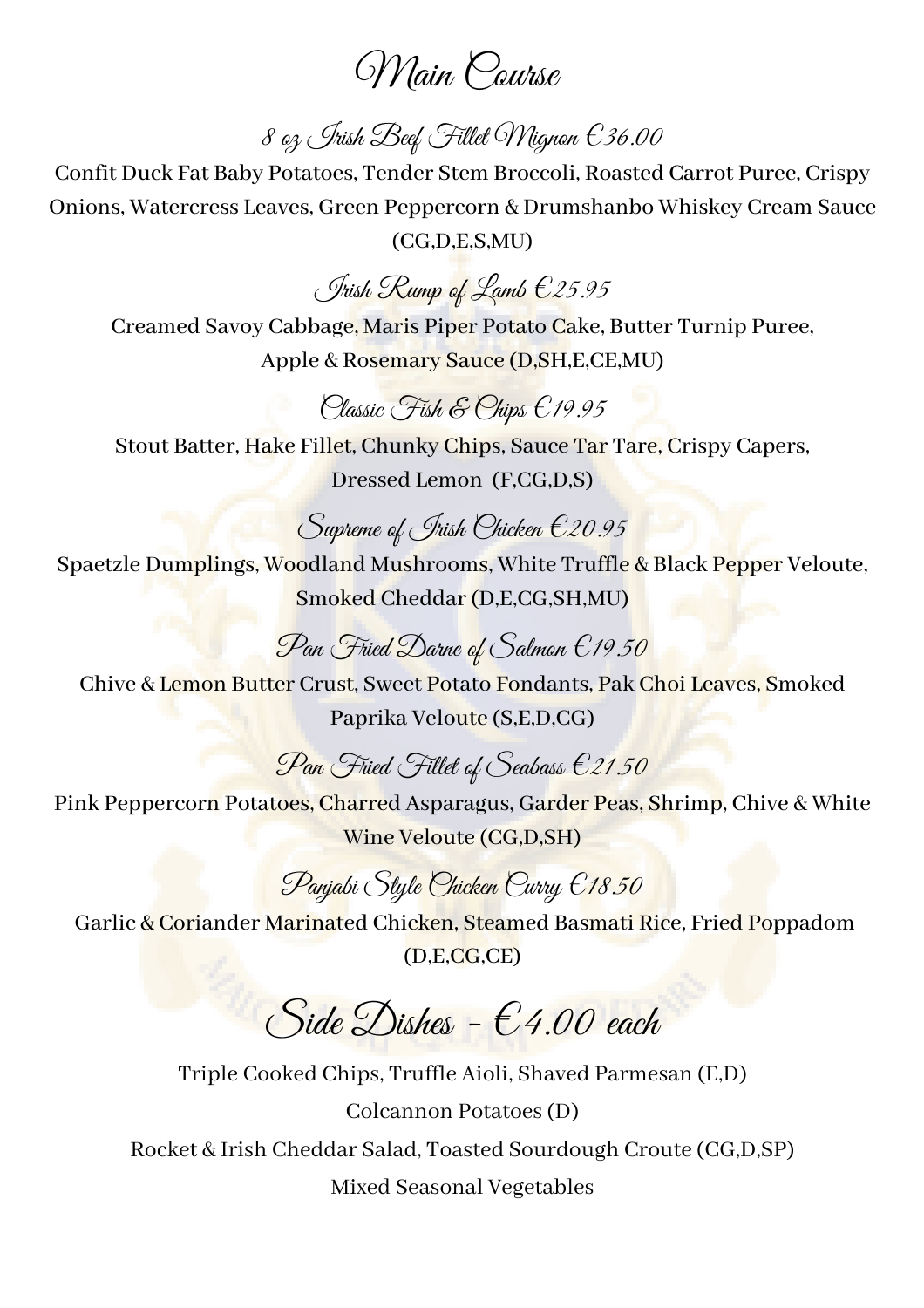# Main Course

### 8 oz Irish Beef Fillet Mignon €36.00

Confit Duck Fat Baby Potatoes, Tender Stem Broccoli, Roasted Carrot Puree, Crispy Onions, Watercress Leaves, Green Peppercorn & Drumshanbo Whiskey Cream Sauce (CG,D,E,S,MU)

### Irish Rump of Lamb €25.95

Creamed Savoy Cabbage, Maris Piper Potato Cake, Butter Turnip Puree, Apple & Rosemary Sauce (D,SH,E,CE,MU)

### Classic Fish & Chips €19.95

Stout Batter, Hake Fillet, Chunky Chips, Sauce Tar Tare, Crispy Capers, Dressed Lemon (F,CG,D,S)

### Supreme of Irish Chicken €20.95

Spaetzle Dumplings, Woodland Mushrooms, White Truffle & Black Pepper Veloute, Smoked Cheddar (D,E,CG,SH,MU)

### Pan Fried Darne of Salmon €19.50

Chive & Lemon Butter Crust, Sweet Potato Fondants, Pak Choi Leaves, Smoked Paprika Veloute (S,E,D,CG)

### Pan Fried Fillet of Seabass €21.50

Pink Peppercorn Potatoes, Charred Asparagus, Garder Peas, Shrimp, Chive & White Wine Veloute (CG,D,SH)

### Panjabi Style Chicken Curry €18.50

Garlic & Coriander Marinated Chicken, Steamed Basmati Rice, Fried Poppadom (D,E,CG,CE)

# Side Dishes - €4.00 each

Triple Cooked Chips, Truffle Aioli, Shaved Parmesan (E,D)

Colcannon Potatoes (D)

Rocket & Irish Cheddar Salad, Toasted Sourdough Croute (CG,D,SP)

Mixed Seasonal Vegetables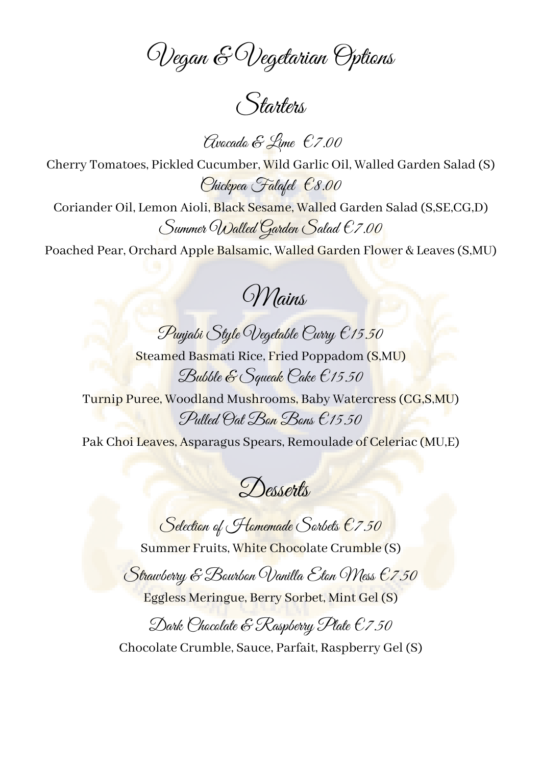# Vegan & Vegetarian Options

## Starters

### Avocado & Lime €7.00

Cherry Tomatoes, Pickled Cucumber, Wild Garlic Oil, Walled Garden Salad (S)

### Chickpea Falafel €8.00

Coriander Oil, Lemon Aioli, Black Sesame, Walled Garden Salad (S,SE,CG,D)

### Summer Walled Garden Salad €7.00

Poached Pear, Orchard Apple Balsamic, Walled Garden Flower & Leaves (S,MU)

## Mains

### Punjabi Style Vegetable Curry €15.50

Steamed Basmati Rice, Fried Poppadom (S,MU)

### Bubble & Squeak Cake €15.50

Turnip Puree, Woodland Mushrooms, Baby Watercress (CG,S,MU)

### Pulled Oat Bon Bons €15.50

Pak Choi Leaves, Asparagus Spears, Remoulade of Celeriac (MU,E)

## Desserts

### Selection of Homemade Sorbets €7.50

Summer Fruits, White Chocolate Crumble (S)

### Strawberry & Bourbon Vanilla Eton Mess €7.50

Eggless Meringue, Berry Sorbet, Mint Gel (S)

### Dark Chocolate & Raspberry Plate €7.50

Chocolate Crumble, Sauce, Parfait, Raspberry Gel (S)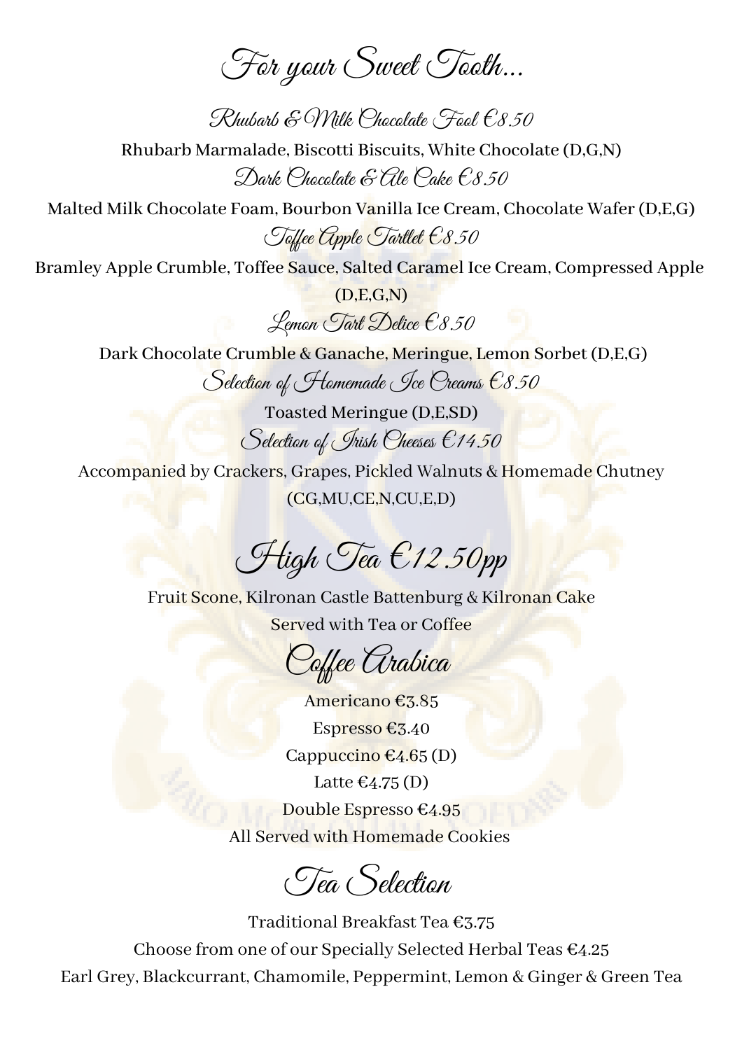# For your Sweet Tooth...

### Rhubarb & Milk Chocolate Fool €8.50

Rhubarb Marmalade, Biscotti Biscuits, White Chocolate (D,G,N)

### Dark Chocolate & Ale Cake €8.50

Malted Milk Chocolate Foam, Bourbon Vanilla Ice Cream, Chocolate Wafer (D,E,G)

### Toffee Apple Tartlet €8.50

Bramley Apple Crumble, Toffee Sauce, Salted Caramel Ice Cream, Compressed Apple (D,E,G,N)

### Lemon Tart Delice €8.50

Dark Chocolate Crumble & Ganache, Meringue, Lemon Sorbet (D,E,G)

### Selection of Homemade Ice Creams €8.50

Toasted Meringue (D,E,SD)

### Selection of Irish Cheeses €14.50

Accompanied by Crackers, Grapes, Pickled Walnuts & Homemade Chutney (CG,MU,CE,N,CU,E,D)

# High Tea €12.50pp

Fruit Scone, Kilronan Castle Battenburg & Kilronan Cake

Served with Tea or Coffee

# Coffee Arabica

Americano €3.85

Espresso €3.40

Cappuccino €4.65 (D)

Latte €4.75 (D)

Double Espresso €4.95

All Served with Homemade Cookies

# Tea Selection

Traditional Breakfast Tea €3.75

Choose from one of our Specially Selected Herbal Teas €4.25

Earl Grey, Blackcurrant, Chamomile, Peppermint, Lemon & Ginger & Green Tea